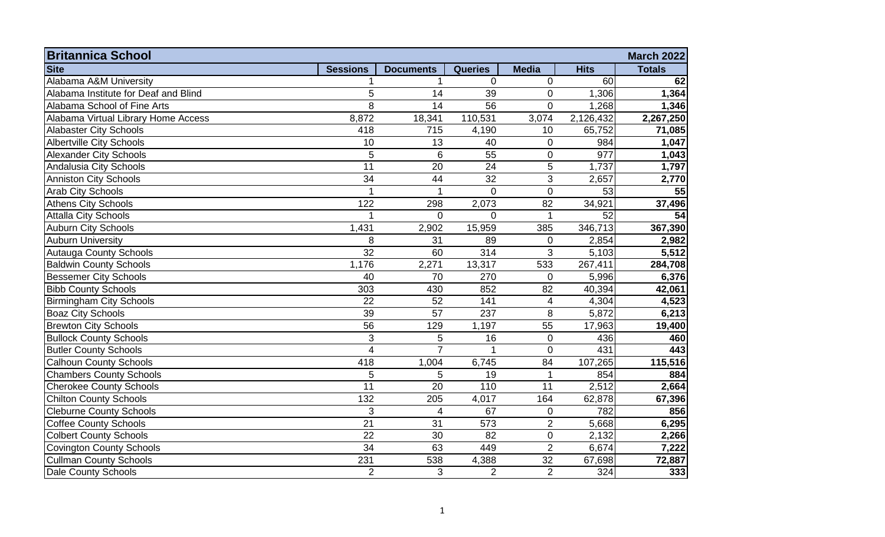| Britannica School | | | | | | March 2022 |
|---|---|---|---|---|---|---|
| **Site** | **Sessions** | **Documents** | **Queries** | **Media** | **Hits** | **Totals** |
| Alabama A&M University | 1 | 1 | 0 | 0 | 60 | **62** |
| Alabama Institute for Deaf and Blind | 5 | 14 | 39 | 0 | 1,306 | **1,364** |
| Alabama School of Fine Arts | 8 | 14 | 56 | 0 | 1,268 | **1,346** |
| Alabama Virtual Library Home Access | 8,872 | 18,341 | 110,531 | 3,074 | 2,126,432 | **2,267,250** |
| Alabaster City Schools | 418 | 715 | 4,190 | 10 | 65,752 | **71,085** |
| Albertville City Schools | 10 | 13 | 40 | 0 | 984 | **1,047** |
| Alexander City Schools | 5 | 6 | 55 | 0 | 977 | **1,043** |
| Andalusia City Schools | 11 | 20 | 24 | 5 | 1,737 | **1,797** |
| Anniston City Schools | 34 | 44 | 32 | 3 | 2,657 | **2,770** |
| Arab City Schools | 1 | 1 | 0 | 0 | 53 | **55** |
| Athens City Schools | 122 | 298 | 2,073 | 82 | 34,921 | **37,496** |
| Attalla City Schools | 1 | 0 | 0 | 1 | 52 | **54** |
| Auburn City Schools | 1,431 | 2,902 | 15,959 | 385 | 346,713 | **367,390** |
| Auburn University | 8 | 31 | 89 | 0 | 2,854 | **2,982** |
| Autauga County Schools | 32 | 60 | 314 | 3 | 5,103 | **5,512** |
| Baldwin County Schools | 1,176 | 2,271 | 13,317 | 533 | 267,411 | **284,708** |
| Bessemer City Schools | 40 | 70 | 270 | 0 | 5,996 | **6,376** |
| Bibb County Schools | 303 | 430 | 852 | 82 | 40,394 | **42,061** |
| Birmingham City Schools | 22 | 52 | 141 | 4 | 4,304 | **4,523** |
| Boaz City Schools | 39 | 57 | 237 | 8 | 5,872 | **6,213** |
| Brewton City Schools | 56 | 129 | 1,197 | 55 | 17,963 | **19,400** |
| Bullock County Schools | 3 | 5 | 16 | 0 | 436 | **460** |
| Butler County Schools | 4 | 7 | 1 | 0 | 431 | **443** |
| Calhoun County Schools | 418 | 1,004 | 6,745 | 84 | 107,265 | **115,516** |
| Chambers County Schools | 5 | 5 | 19 | 1 | 854 | **884** |
| Cherokee County Schools | 11 | 20 | 110 | 11 | 2,512 | **2,664** |
| Chilton County Schools | 132 | 205 | 4,017 | 164 | 62,878 | **67,396** |
| Cleburne County Schools | 3 | 4 | 67 | 0 | 782 | **856** |
| Coffee County Schools | 21 | 31 | 573 | 2 | 5,668 | **6,295** |
| Colbert County Schools | 22 | 30 | 82 | 0 | 2,132 | **2,266** |
| Covington County Schools | 34 | 63 | 449 | 2 | 6,674 | **7,222** |
| Cullman County Schools | 231 | 538 | 4,388 | 32 | 67,698 | **72,887** |
| Dale County Schools | 2 | 3 | 2 | 2 | 324 | **333** |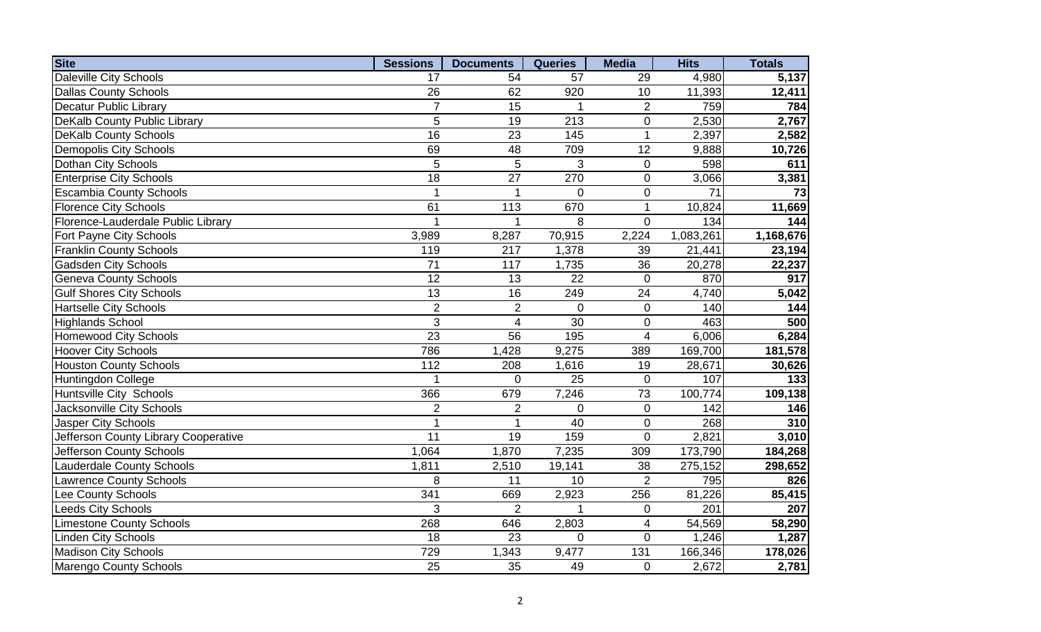| Site | Sessions | Documents | Queries | Media | Hits | Totals |
|---|---|---|---|---|---|---|
| Daleville City Schools | 17 | 54 | 57 | 29 | 4,980 | **5,137** |
| Dallas County Schools | 26 | 62 | 920 | 10 | 11,393 | **12,411** |
| Decatur Public Library | 7 | 15 | 1 | 2 | 759 | **784** |
| DeKalb County Public Library | 5 | 19 | 213 | 0 | 2,530 | **2,767** |
| DeKalb County Schools | 16 | 23 | 145 | 1 | 2,397 | **2,582** |
| Demopolis City Schools | 69 | 48 | 709 | 12 | 9,888 | **10,726** |
| Dothan City Schools | 5 | 5 | 3 | 0 | 598 | **611** |
| Enterprise City Schools | 18 | 27 | 270 | 0 | 3,066 | **3,381** |
| Escambia County Schools | 1 | 1 | 0 | 0 | 71 | **73** |
| Florence City Schools | 61 | 113 | 670 | 1 | 10,824 | **11,669** |
| Florence-Lauderdale Public Library | 1 | 1 | 8 | 0 | 134 | **144** |
| Fort Payne City Schools | 3,989 | 8,287 | 70,915 | 2,224 | 1,083,261 | **1,168,676** |
| Franklin County Schools | 119 | 217 | 1,378 | 39 | 21,441 | **23,194** |
| Gadsden City Schools | 71 | 117 | 1,735 | 36 | 20,278 | **22,237** |
| Geneva County Schools | 12 | 13 | 22 | 0 | 870 | **917** |
| Gulf Shores City Schools | 13 | 16 | 249 | 24 | 4,740 | **5,042** |
| Hartselle City Schools | 2 | 2 | 0 | 0 | 140 | **144** |
| Highlands School | 3 | 4 | 30 | 0 | 463 | **500** |
| Homewood City Schools | 23 | 56 | 195 | 4 | 6,006 | **6,284** |
| Hoover City Schools | 786 | 1,428 | 9,275 | 389 | 169,700 | **181,578** |
| Houston County Schools | 112 | 208 | 1,616 | 19 | 28,671 | **30,626** |
| Huntingdon College | 1 | 0 | 25 | 0 | 107 | **133** |
| Huntsville City Schools | 366 | 679 | 7,246 | 73 | 100,774 | **109,138** |
| Jacksonville City Schools | 2 | 2 | 0 | 0 | 142 | **146** |
| Jasper City Schools | 1 | 1 | 40 | 0 | 268 | **310** |
| Jefferson County Library Cooperative | 11 | 19 | 159 | 0 | 2,821 | **3,010** |
| Jefferson County Schools | 1,064 | 1,870 | 7,235 | 309 | 173,790 | **184,268** |
| Lauderdale County Schools | 1,811 | 2,510 | 19,141 | 38 | 275,152 | **298,652** |
| Lawrence County Schools | 8 | 11 | 10 | 2 | 795 | **826** |
| Lee County Schools | 341 | 669 | 2,923 | 256 | 81,226 | **85,415** |
| Leeds City Schools | 3 | 2 | 1 | 0 | 201 | **207** |
| Limestone County Schools | 268 | 646 | 2,803 | 4 | 54,569 | **58,290** |
| Linden City Schools | 18 | 23 | 0 | 0 | 1,246 | **1,287** |
| Madison City Schools | 729 | 1,343 | 9,477 | 131 | 166,346 | **178,026** |
| Marengo County Schools | 25 | 35 | 49 | 0 | 2,672 | **2,781** |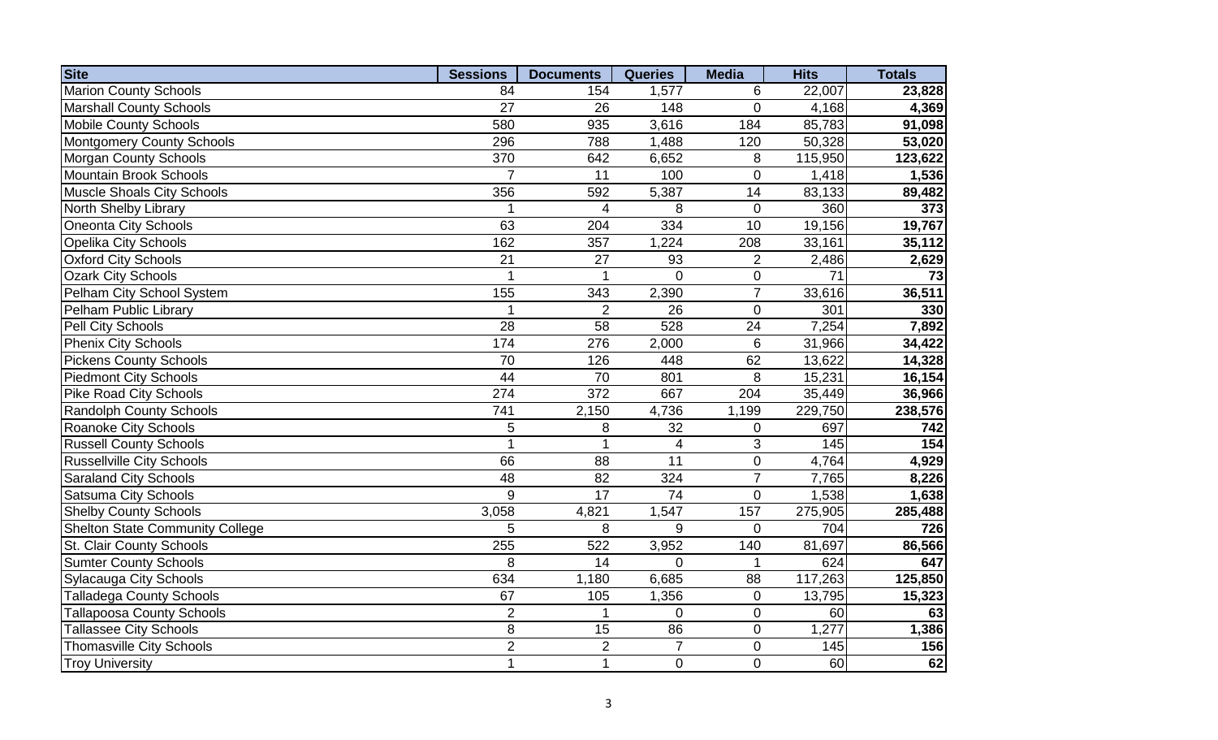| Site | Sessions | Documents | Queries | Media | Hits | Totals |
|---|---|---|---|---|---|---|
| Marion County Schools | 84 | 154 | 1,577 | 6 | 22,007 | **23,828** |
| Marshall County Schools | 27 | 26 | 148 | 0 | 4,168 | **4,369** |
| Mobile County Schools | 580 | 935 | 3,616 | 184 | 85,783 | **91,098** |
| Montgomery County Schools | 296 | 788 | 1,488 | 120 | 50,328 | **53,020** |
| Morgan County Schools | 370 | 642 | 6,652 | 8 | 115,950 | **123,622** |
| Mountain Brook Schools | 7 | 11 | 100 | 0 | 1,418 | **1,536** |
| Muscle Shoals City Schools | 356 | 592 | 5,387 | 14 | 83,133 | **89,482** |
| North Shelby Library | 1 | 4 | 8 | 0 | 360 | **373** |
| Oneonta City Schools | 63 | 204 | 334 | 10 | 19,156 | **19,767** |
| Opelika City Schools | 162 | 357 | 1,224 | 208 | 33,161 | **35,112** |
| Oxford City Schools | 21 | 27 | 93 | 2 | 2,486 | **2,629** |
| Ozark City Schools | 1 | 1 | 0 | 0 | 71 | **73** |
| Pelham City School System | 155 | 343 | 2,390 | 7 | 33,616 | **36,511** |
| Pelham Public Library | 1 | 2 | 26 | 0 | 301 | **330** |
| Pell City Schools | 28 | 58 | 528 | 24 | 7,254 | **7,892** |
| Phenix City Schools | 174 | 276 | 2,000 | 6 | 31,966 | **34,422** |
| Pickens County Schools | 70 | 126 | 448 | 62 | 13,622 | **14,328** |
| Piedmont City Schools | 44 | 70 | 801 | 8 | 15,231 | **16,154** |
| Pike Road City Schools | 274 | 372 | 667 | 204 | 35,449 | **36,966** |
| Randolph County Schools | 741 | 2,150 | 4,736 | 1,199 | 229,750 | **238,576** |
| Roanoke City Schools | 5 | 8 | 32 | 0 | 697 | **742** |
| Russell County Schools | 1 | 1 | 4 | 3 | 145 | **154** |
| Russellville City Schools | 66 | 88 | 11 | 0 | 4,764 | **4,929** |
| Saraland City Schools | 48 | 82 | 324 | 7 | 7,765 | **8,226** |
| Satsuma City Schools | 9 | 17 | 74 | 0 | 1,538 | **1,638** |
| Shelby County Schools | 3,058 | 4,821 | 1,547 | 157 | 275,905 | **285,488** |
| Shelton State Community College | 5 | 8 | 9 | 0 | 704 | **726** |
| St. Clair County Schools | 255 | 522 | 3,952 | 140 | 81,697 | **86,566** |
| Sumter County Schools | 8 | 14 | 0 | 1 | 624 | **647** |
| Sylacauga City Schools | 634 | 1,180 | 6,685 | 88 | 117,263 | **125,850** |
| Talladega County Schools | 67 | 105 | 1,356 | 0 | 13,795 | **15,323** |
| Tallapoosa County Schools | 2 | 1 | 0 | 0 | 60 | **63** |
| Tallassee City Schools | 8 | 15 | 86 | 0 | 1,277 | **1,386** |
| Thomasville City Schools | 2 | 2 | 7 | 0 | 145 | **156** |
| Troy University | 1 | 1 | 0 | 0 | 60 | **62** |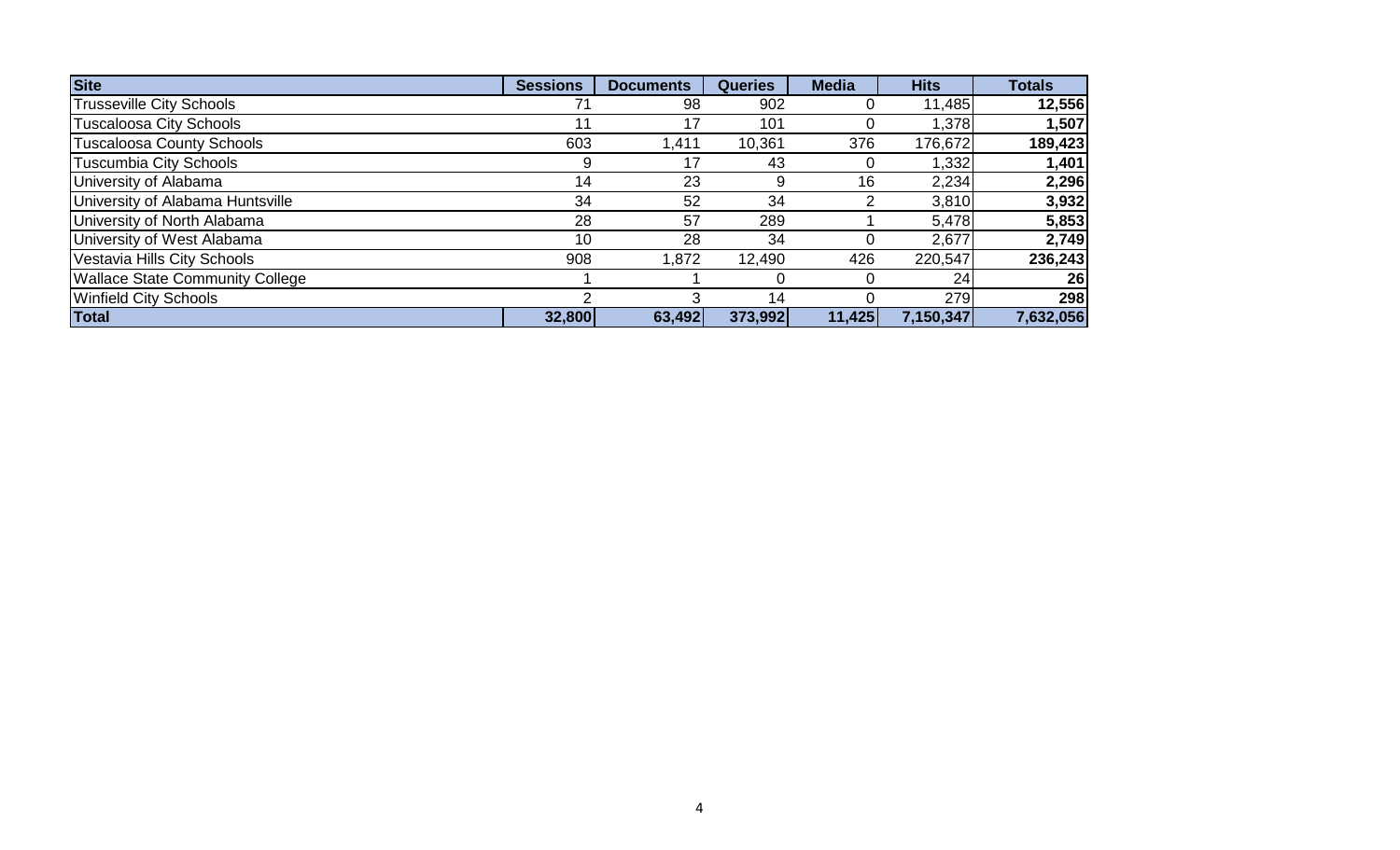| Site | Sessions | Documents | Queries | Media | Hits | Totals |
|---|---|---|---|---|---|---|
| Trusseville City Schools | 71 | 98 | 902 | 0 | 11,485 | **12,556** |
| Tuscaloosa City Schools | 11 | 17 | 101 | 0 | 1,378 | **1,507** |
| Tuscaloosa County Schools | 603 | 1,411 | 10,361 | 376 | 176,672 | **189,423** |
| Tuscumbia City Schools | 9 | 17 | 43 | 0 | 1,332 | **1,401** |
| University of Alabama | 14 | 23 | 9 | 16 | 2,234 | **2,296** |
| University of Alabama Huntsville | 34 | 52 | 34 | 2 | 3,810 | **3,932** |
| University of North Alabama | 28 | 57 | 289 | 1 | 5,478 | **5,853** |
| University of West Alabama | 10 | 28 | 34 | 0 | 2,677 | **2,749** |
| Vestavia Hills City Schools | 908 | 1,872 | 12,490 | 426 | 220,547 | **236,243** |
| Wallace State Community College | 1 | 1 | 0 | 0 | 24 | **26** |
| Winfield City Schools | 2 | 3 | 14 | 0 | 279 | **298** |
| **Total** | **32,800** | **63,492** | **373,992** | **11,425** | **7,150,347** | **7,632,056** |